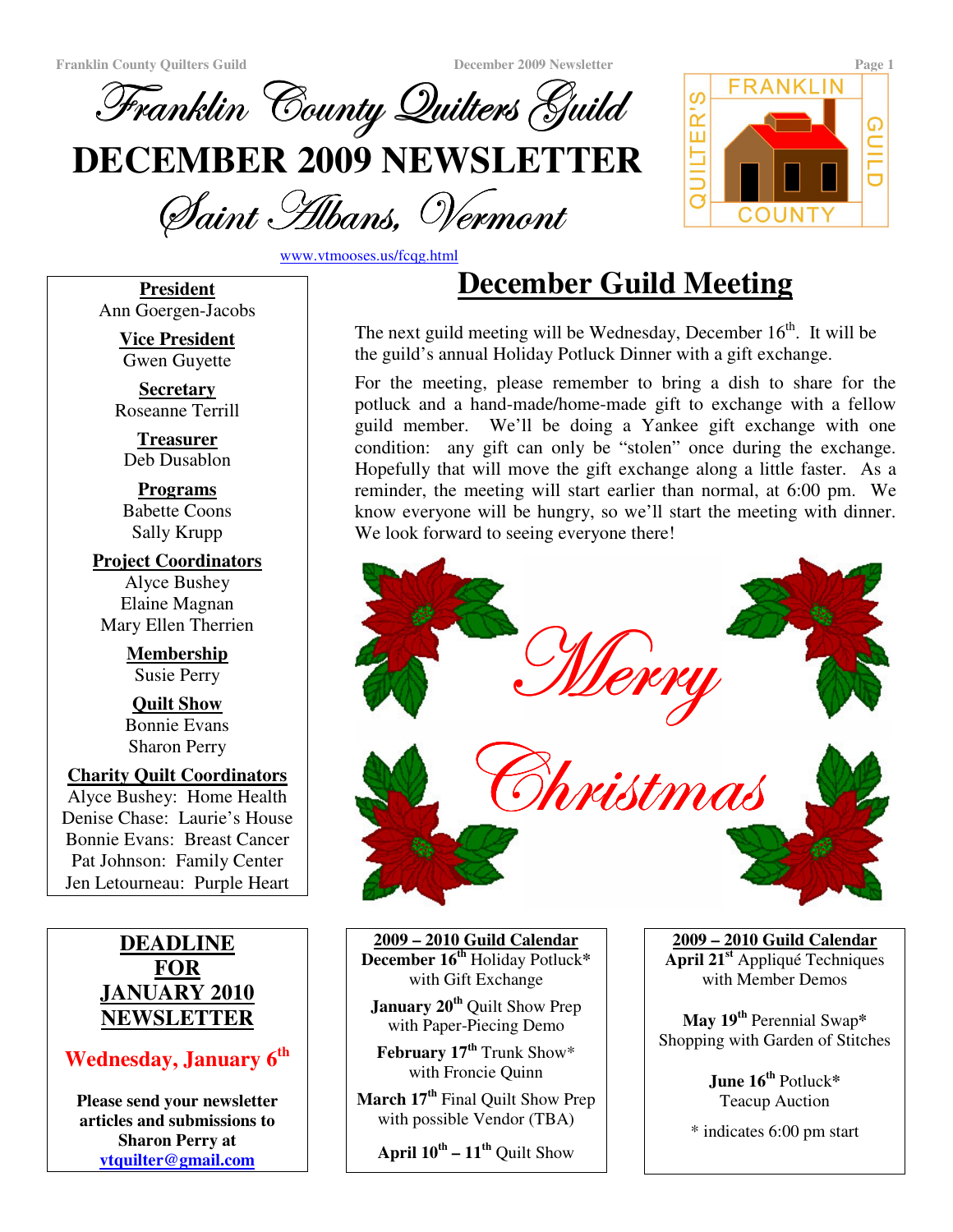# Franklin County Quilters Guild

# DECEMBER 2009 NEWSLETTER

## Saint Albans, Vermont

www.vtmooses.us/fcqg.html

## December Guild Meeting

The next guild meeting will be Wednesday, December 16th. It will be the guild's annual Holiday Potluck Dinner with a gift exchange.

For the meeting, please remember to bring a dish to share for the potluck and a hand-made/home-made gift to exchange with a fellow guild member. We'll be doing a Yankee gift exchange with one condition: any gift can only be "stolen" once during the exchange. Hopefully that will move the gift exchange along a little faster. As a reminder, the meeting will start earlier than normal, at 6:00 pm. We know everyone will be hungry, so we'll start the meeting with dinner. We look forward to seeing everyone there!

Merry Christmas

**President**
Ann Goergen-Jacobs

**Vice President**
Gwen Guyette

**Secretary**
Roseanne Terrill

**Treasurer**
Deb Dusablon

**Programs**
Babette Coons
Sally Krupp

**Project Coordinators**
Alyce Bushey
Elaine Magnan
Mary Ellen Therrien

**Membership**
Susie Perry

**Quilt Show**
Bonnie Evans
Sharon Perry

**Charity Quilt Coordinators**
Alyce Bushey: Home Health
Denise Chase: Laurie's House
Bonnie Evans: Breast Cancer
Pat Johnson: Family Center
Jen Letourneau: Purple Heart

**DEADLINE FOR JANUARY 2010 NEWSLETTER**

**Wednesday, January 6th**

**Please send your newsletter articles and submissions to Sharon Perry at ytquilter@gmail.com**

**2009 – 2010 Guild Calendar**

**December 16th** Holiday Potluck* with Gift Exchange

**January 20th** Quilt Show Prep with Paper-Piecing Demo

**February 17th** Trunk Show* with Froncie Quinn

**March 17th** Final Quilt Show Prep with possible Vendor (TBA)

**April 10th – 11th** Quilt Show

**April 21st** Appliqué Techniques with Member Demos

**May 19th** Perennial Swap* Shopping with Garden of Stitches

**June 16th** Potluck* Teacup Auction

\* indicates 6:00 pm start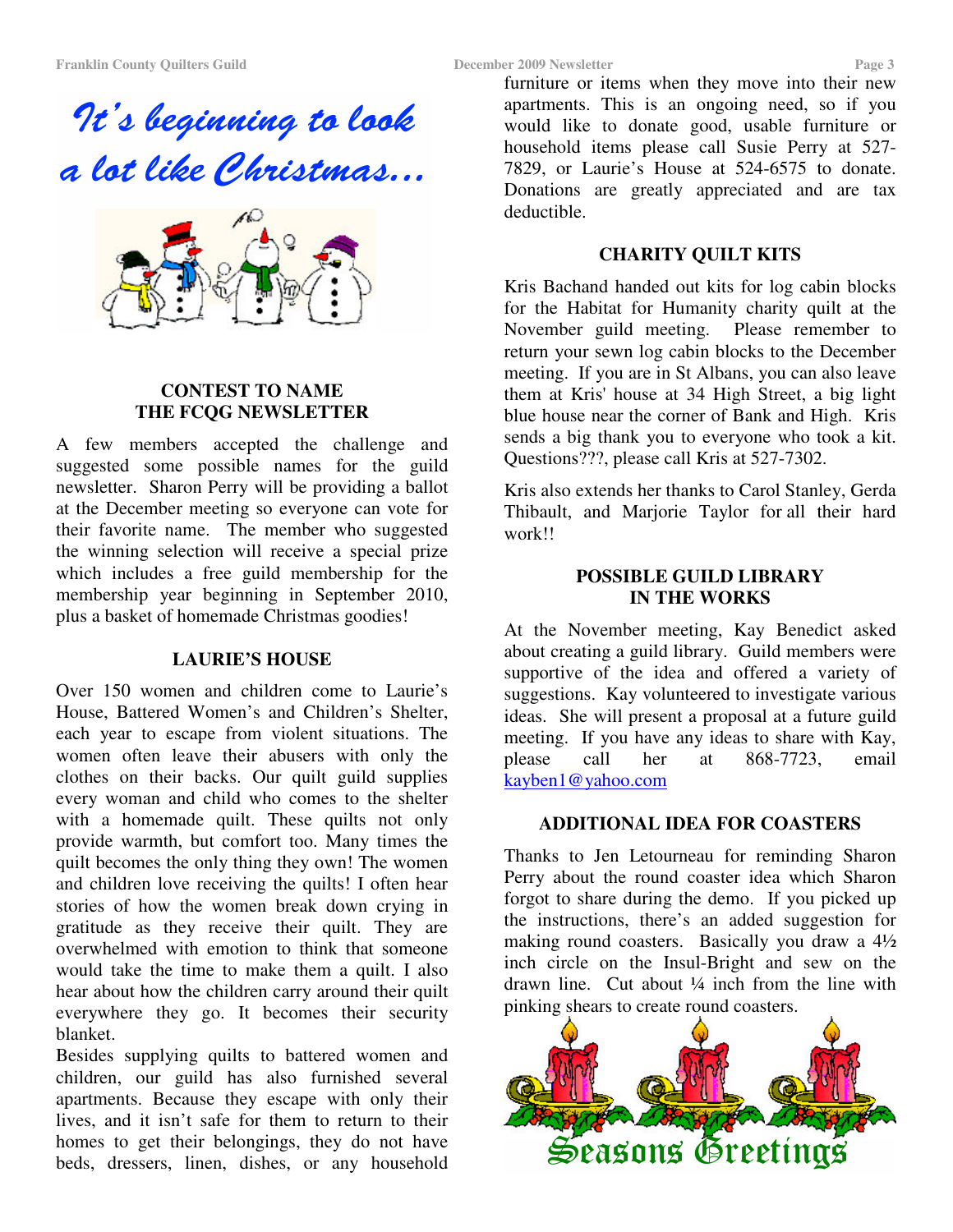*It's beginning to look a lot like Christmas...*

### CONTEST TO NAME THE FCQG NEWSLETTER

A few members accepted the challenge and suggested some possible names for the guild newsletter. Sharon Perry will be providing a ballot at the December meeting so everyone can vote for their favorite name. The member who suggested the winning selection will receive a special prize which includes a free guild membership for the membership year beginning in September 2010, plus a basket of homemade Christmas goodies!

### LAURIE'S HOUSE

Over 150 women and children come to Laurie's House, Battered Women's and Children's Shelter, each year to escape from violent situations. The women often leave their abusers with only the clothes on their backs. Our quilt guild supplies every woman and child who comes to the shelter with a homemade quilt. These quilts not only provide warmth, but comfort too. Many times the quilt becomes the only thing they own! The women and children love receiving the quilts! I often hear stories of how the women break down crying in gratitude as they receive their quilt. They are overwhelmed with emotion to think that someone would take the time to make them a quilt. I also hear about how the children carry around their quilt everywhere they go. It becomes their security blanket.

Besides supplying quilts to battered women and children, our guild has also furnished several apartments. Because they escape with only their lives, and it isn't safe for them to return to their homes to get their belongings, they do not have beds, dressers, linen, dishes, or any household furniture or items when they move into their new apartments. This is an ongoing need, so if you would like to donate good, usable furniture or household items please call Susie Perry at 527-7829, or Laurie's House at 524-6575 to donate. Donations are greatly appreciated and are tax deductible.

### CHARITY QUILT KITS

Kris Bachand handed out kits for log cabin blocks for the Habitat for Humanity charity quilt at the November guild meeting. Please remember to return your sewn log cabin blocks to the December meeting. If you are in St Albans, you can also leave them at Kris' house at 34 High Street, a big light blue house near the corner of Bank and High. Kris sends a big thank you to everyone who took a kit. Questions???, please call Kris at 527-7302.

Kris also extends her thanks to Carol Stanley, Gerda Thibault, and Marjorie Taylor for all their hard work!!

### POSSIBLE GUILD LIBRARY IN THE WORKS

At the November meeting, Kay Benedict asked about creating a guild library. Guild members were supportive of the idea and offered a variety of suggestions. Kay volunteered to investigate various ideas. She will present a proposal at a future guild meeting. If you have any ideas to share with Kay, please call her at 868-7723, email kayben1@yahoo.com

### ADDITIONAL IDEA FOR COASTERS

Thanks to Jen Letourneau for reminding Sharon Perry about the round coaster idea which Sharon forgot to share during the demo. If you picked up the instructions, there's an added suggestion for making round coasters. Basically you draw a 4½ inch circle on the Insul-Bright and sew on the drawn line. Cut about ¼ inch from the line with pinking shears to create round coasters.

Seasons Greetings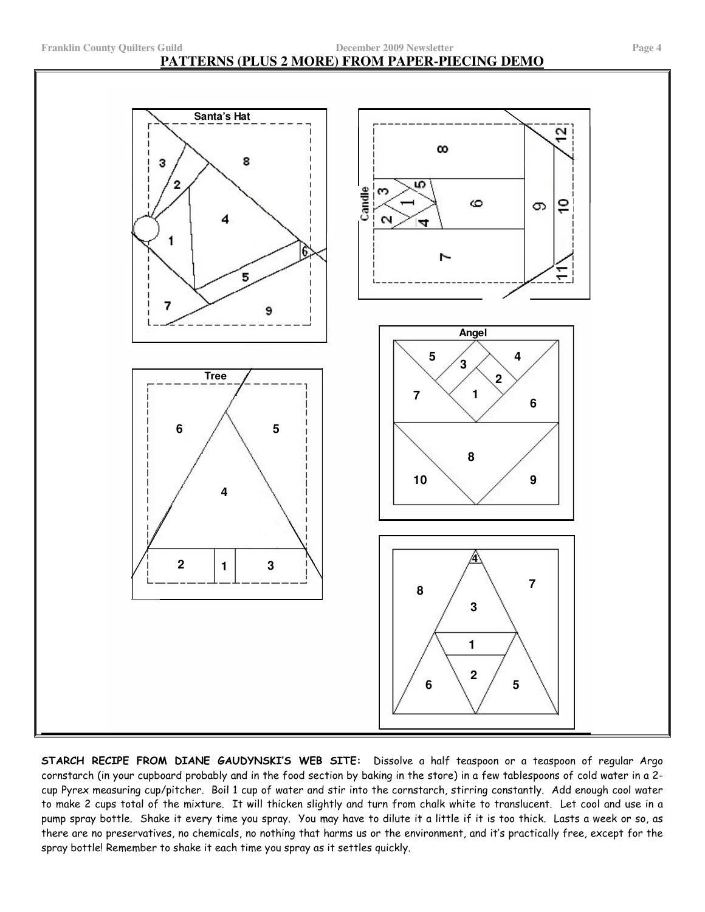## PATTERNS (PLUS 2 MORE) FROM PAPER-PIECING DEMO

Santa's Hat

3 8 2 4 1 6 5 7 9

Candle

8 3 5 1 6 9 10 12 2 4 7 11

Angel

5 3 4 2 7 1 6 8 10 9

Tree

6 5 4 2 1 3

4 8 7 3 1 2 6 5

**STARCH RECIPE FROM DIANE GAUDYNSKI'S WEB SITE:** Dissolve a half teaspoon or a teaspoon of regular Argo cornstarch (in your cupboard probably and in the food section by baking in the store) in a few tablespoons of cold water in a 2-cup Pyrex measuring cup/pitcher. Boil 1 cup of water and stir into the cornstarch, stirring constantly. Add enough cool water to make 2 cups total of the mixture. It will thicken slightly and turn from chalk white to translucent. Let cool and use in a pump spray bottle. Shake it every time you spray. You may have to dilute it a little if it is too thick. Lasts a week or so, as there are no preservatives, no chemicals, no nothing that harms us or the environment, and it's practically free, except for the spray bottle! Remember to shake it each time you spray as it settles quickly.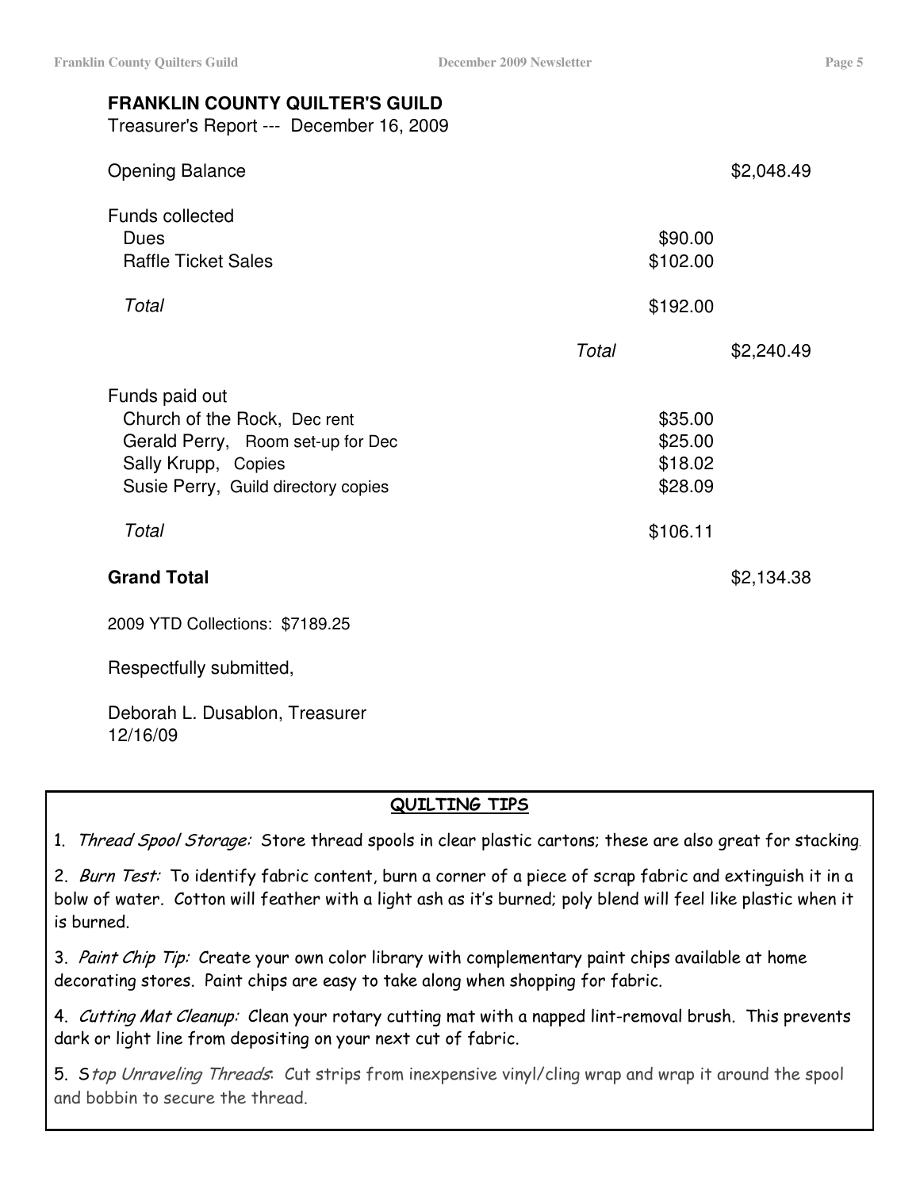**FRANKLIN COUNTY QUILTER'S GUILD**

Treasurer's Report --- December 16, 2009

| | | | |
|---|---|---|---|
| Opening Balance | | | $2,048.49 |
| Funds collected | | | |
| Dues | | $90.00 | |
| Raffle Ticket Sales | | $102.00 | |
| *Total* | | $192.00 | |
| | *Total* | | $2,240.49 |
| Funds paid out | | | |
| Church of the Rock, Dec rent | | $35.00 | |
| Gerald Perry, Room set-up for Dec | | $25.00 | |
| Sally Krupp, Copies | | $18.02 | |
| Susie Perry, Guild directory copies | | $28.09 | |
| *Total* | | $106.11 | |
| **Grand Total** | | | $2,134.38 |

2009 YTD Collections: $7189.25

Respectfully submitted,

Deborah L. Dusablon, Treasurer
12/16/09

## QUILTING TIPS

1. *Thread Spool Storage:* Store thread spools in clear plastic cartons; these are also great for stacking.

2. *Burn Test:* To identify fabric content, burn a corner of a piece of scrap fabric and extinguish it in a bolw of water. Cotton will feather with a light ash as it's burned; poly blend will feel like plastic when it is burned.

3. *Paint Chip Tip:* Create your own color library with complementary paint chips available at home decorating stores. Paint chips are easy to take along when shopping for fabric.

4. *Cutting Mat Cleanup:* Clean your rotary cutting mat with a napped lint-removal brush. This prevents dark or light line from depositing on your next cut of fabric.

5. S*top Unraveling Threads*: Cut strips from inexpensive vinyl/cling wrap and wrap it around the spool and bobbin to secure the thread.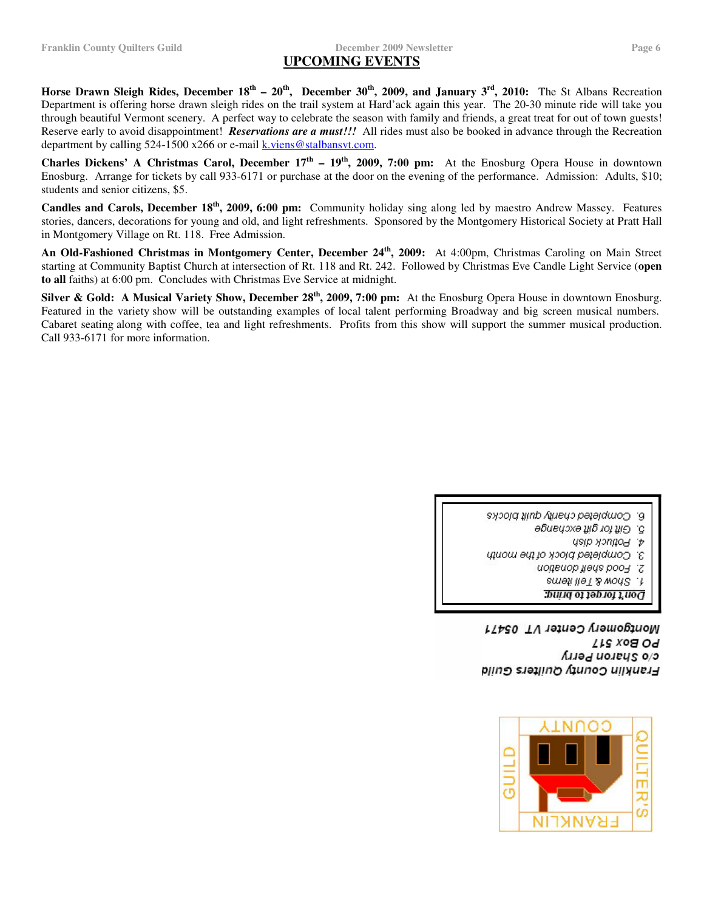## UPCOMING EVENTS

**Horse Drawn Sleigh Rides, December 18th – 20th, December 30th, 2009, and January 3rd, 2010:** The St Albans Recreation Department is offering horse drawn sleigh rides on the trail system at Hard'ack again this year. The 20-30 minute ride will take you through beautiful Vermont scenery. A perfect way to celebrate the season with family and friends, a great treat for out of town guests! Reserve early to avoid disappointment! ***Reservations are a must!!!*** All rides must also be booked in advance through the Recreation department by calling 524-1500 x266 or e-mail k.viens@stalbansvt.com.

**Charles Dickens' A Christmas Carol, December 17th – 19th, 2009, 7:00 pm:** At the Enosburg Opera House in downtown Enosburg. Arrange for tickets by call 933-6171 or purchase at the door on the evening of the performance. Admission: Adults, $10; students and senior citizens, $5.

**Candles and Carols, December 18th, 2009, 6:00 pm:** Community holiday sing along led by maestro Andrew Massey. Features stories, dancers, decorations for young and old, and light refreshments. Sponsored by the Montgomery Historical Society at Pratt Hall in Montgomery Village on Rt. 118. Free Admission.

**An Old-Fashioned Christmas in Montgomery Center, December 24th, 2009:** At 4:00pm, Christmas Caroling on Main Street starting at Community Baptist Church at intersection of Rt. 118 and Rt. 242. Followed by Christmas Eve Candle Light Service (**open to all** faiths) at 6:00 pm. Concludes with Christmas Eve Service at midnight.

**Silver & Gold: A Musical Variety Show, December 28th, 2009, 7:00 pm:** At the Enosburg Opera House in downtown Enosburg. Featured in the variety show will be outstanding examples of local talent performing Broadway and big screen musical numbers. Cabaret seating along with coffee, tea and light refreshments. Profits from this show will support the summer musical production. Call 933-6171 for more information.

***Don't forget to bring:***

1. Show & Tell items
2. Food shelf donation
3. Completed block of the month
4. Potluck dish
5. Gift for gift exchange
6. Completed charity quilt blocks

Franklin County Quilters Guild
c/o Sharon Perry
PO Box 517
Montgomery Center VT 05471

FRANKLIN COUNTY QUILTER'S GUILD